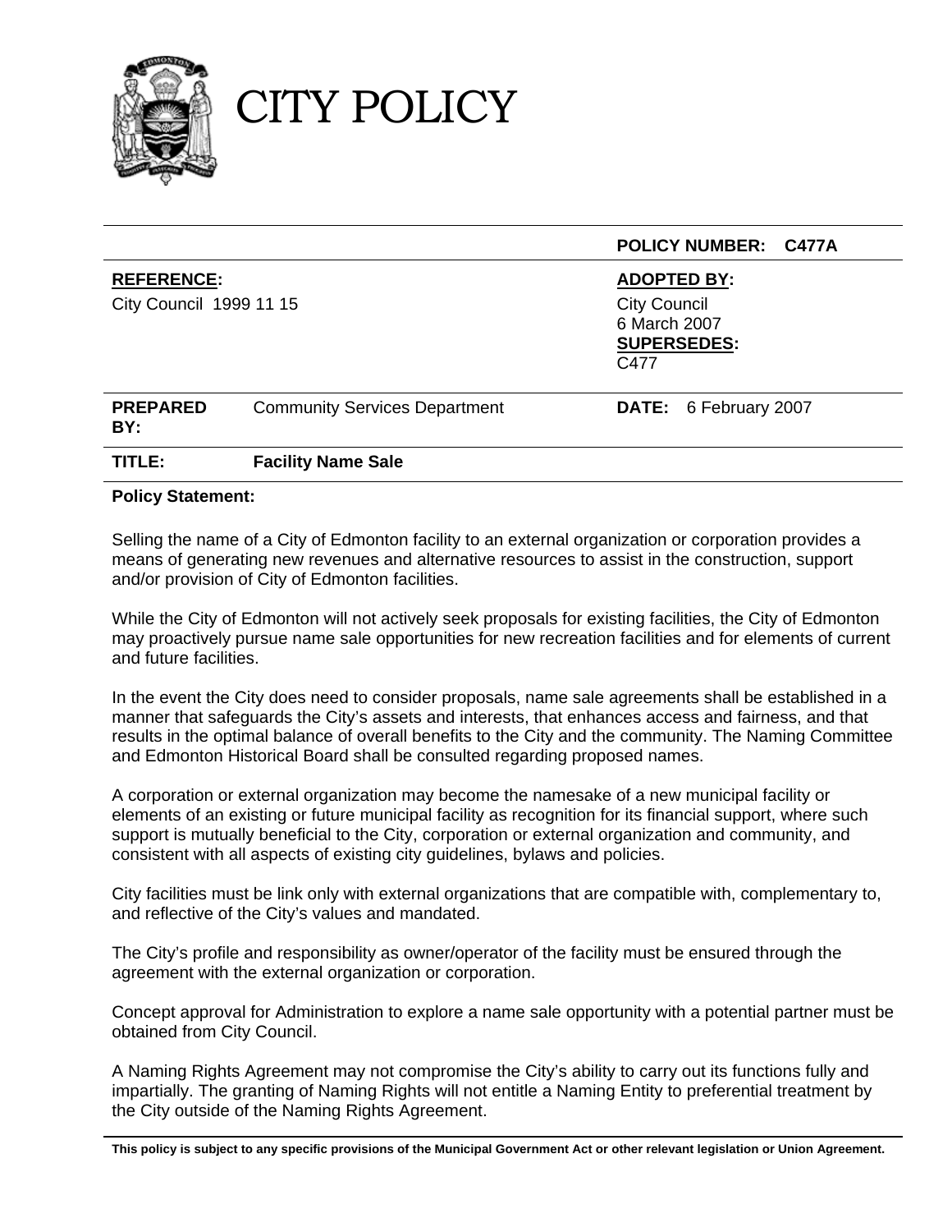# CITY POLICY

| | | **POLICY NUMBER: C477A** |
|---|---|---|
| **REFERENCE:** City Council 1999 11 15 | | **ADOPTED BY:** City Council 6 March 2007 **SUPERSEDES:** C477 |
| **PREPARED BY:** | Community Services Department | **DATE:** 6 February 2007 |
| **TITLE:** | **Facility Name Sale** | |

**Policy Statement:**

Selling the name of a City of Edmonton facility to an external organization or corporation provides a means of generating new revenues and alternative resources to assist in the construction, support and/or provision of City of Edmonton facilities.

While the City of Edmonton will not actively seek proposals for existing facilities, the City of Edmonton may proactively pursue name sale opportunities for new recreation facilities and for elements of current and future facilities.

In the event the City does need to consider proposals, name sale agreements shall be established in a manner that safeguards the City's assets and interests, that enhances access and fairness, and that results in the optimal balance of overall benefits to the City and the community. The Naming Committee and Edmonton Historical Board shall be consulted regarding proposed names.

A corporation or external organization may become the namesake of a new municipal facility or elements of an existing or future municipal facility as recognition for its financial support, where such support is mutually beneficial to the City, corporation or external organization and community, and consistent with all aspects of existing city guidelines, bylaws and policies.

City facilities must be link only with external organizations that are compatible with, complementary to, and reflective of the City's values and mandated.

The City's profile and responsibility as owner/operator of the facility must be ensured through the agreement with the external organization or corporation.

Concept approval for Administration to explore a name sale opportunity with a potential partner must be obtained from City Council.

A Naming Rights Agreement may not compromise the City's ability to carry out its functions fully and impartially. The granting of Naming Rights will not entitle a Naming Entity to preferential treatment by the City outside of the Naming Rights Agreement.

**This policy is subject to any specific provisions of the Municipal Government Act or other relevant legislation or Union Agreement.**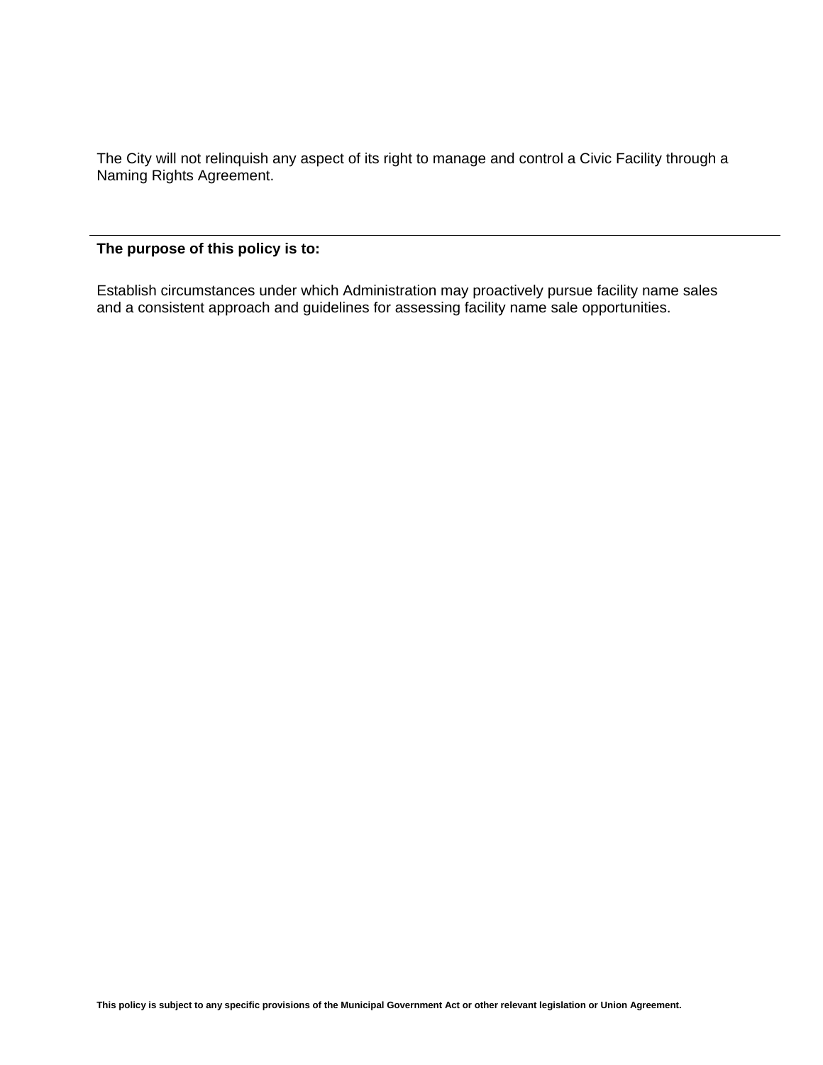The City will not relinquish any aspect of its right to manage and control a Civic Facility through a Naming Rights Agreement.

---

**The purpose of this policy is to:**

Establish circumstances under which Administration may proactively pursue facility name sales and a consistent approach and guidelines for assessing facility name sale opportunities.

**This policy is subject to any specific provisions of the Municipal Government Act or other relevant legislation or Union Agreement.**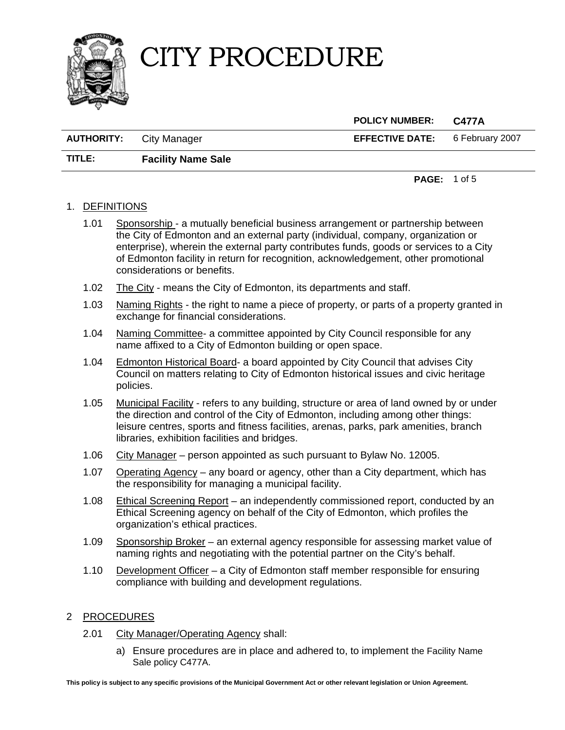# CITY PROCEDURE

| | | | |
|---|---|---|---|
| | | **POLICY NUMBER:** | **C477A** |
| **AUTHORITY:** | City Manager | **EFFECTIVE DATE:** | 6 February 2007 |
| **TITLE:** | **Facility Name Sale** | | |

1. DEFINITIONS

   1.01 Sponsorship - a mutually beneficial business arrangement or partnership between the City of Edmonton and an external party (individual, company, organization or enterprise), wherein the external party contributes funds, goods or services to a City of Edmonton facility in return for recognition, acknowledgement, other promotional considerations or benefits.

   1.02 The City - means the City of Edmonton, its departments and staff.

   1.03 Naming Rights - the right to name a piece of property, or parts of a property granted in exchange for financial considerations.

   1.04 Naming Committee- a committee appointed by City Council responsible for any name affixed to a City of Edmonton building or open space.

   1.04 Edmonton Historical Board- a board appointed by City Council that advises City Council on matters relating to City of Edmonton historical issues and civic heritage policies.

   1.05 Municipal Facility - refers to any building, structure or area of land owned by or under the direction and control of the City of Edmonton, including among other things: leisure centres, sports and fitness facilities, arenas, parks, park amenities, branch libraries, exhibition facilities and bridges.

   1.06 City Manager – person appointed as such pursuant to Bylaw No. 12005.

   1.07 Operating Agency – any board or agency, other than a City department, which has the responsibility for managing a municipal facility.

   1.08 Ethical Screening Report – an independently commissioned report, conducted by an Ethical Screening agency on behalf of the City of Edmonton, which profiles the organization's ethical practices.

   1.09 Sponsorship Broker – an external agency responsible for assessing market value of naming rights and negotiating with the potential partner on the City's behalf.

   1.10 Development Officer – a City of Edmonton staff member responsible for ensuring compliance with building and development regulations.

2 PROCEDURES

   2.01 City Manager/Operating Agency shall:

   a) Ensure procedures are in place and adhered to, to implement the Facility Name Sale policy C477A.

**This policy is subject to any specific provisions of the Municipal Government Act or other relevant legislation or Union Agreement.**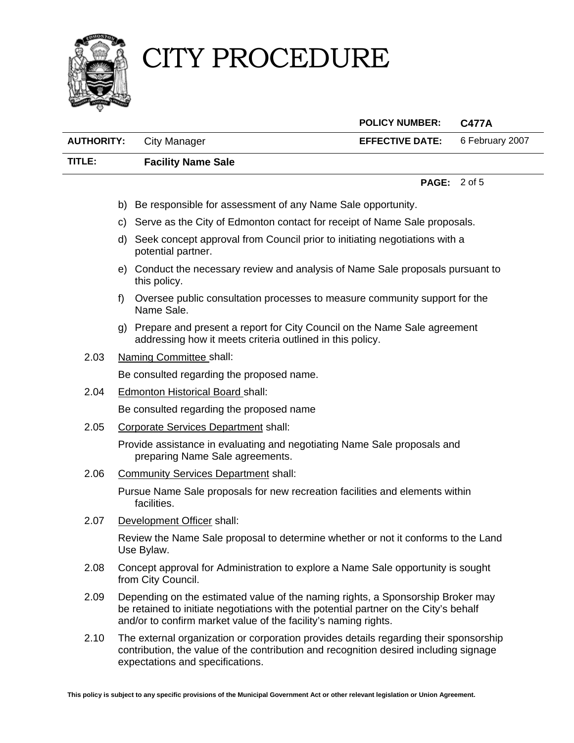b) Be responsible for assessment of any Name Sale opportunity.

c) Serve as the City of Edmonton contact for receipt of Name Sale proposals.

d) Seek concept approval from Council prior to initiating negotiations with a potential partner.

e) Conduct the necessary review and analysis of Name Sale proposals pursuant to this policy.

f) Oversee public consultation processes to measure community support for the Name Sale.

g) Prepare and present a report for City Council on the Name Sale agreement addressing how it meets criteria outlined in this policy.

2.03 Naming Committee shall:

Be consulted regarding the proposed name.

2.04 Edmonton Historical Board shall:

Be consulted regarding the proposed name

2.05 Corporate Services Department shall:

Provide assistance in evaluating and negotiating Name Sale proposals and preparing Name Sale agreements.

2.06 Community Services Department shall:

Pursue Name Sale proposals for new recreation facilities and elements within facilities.

2.07 Development Officer shall:

Review the Name Sale proposal to determine whether or not it conforms to the Land Use Bylaw.

2.08 Concept approval for Administration to explore a Name Sale opportunity is sought from City Council.

2.09 Depending on the estimated value of the naming rights, a Sponsorship Broker may be retained to initiate negotiations with the potential partner on the City's behalf and/or to confirm market value of the facility's naming rights.

2.10 The external organization or corporation provides details regarding their sponsorship contribution, the value of the contribution and recognition desired including signage expectations and specifications.

This policy is subject to any specific provisions of the Municipal Government Act or other relevant legislation or Union Agreement.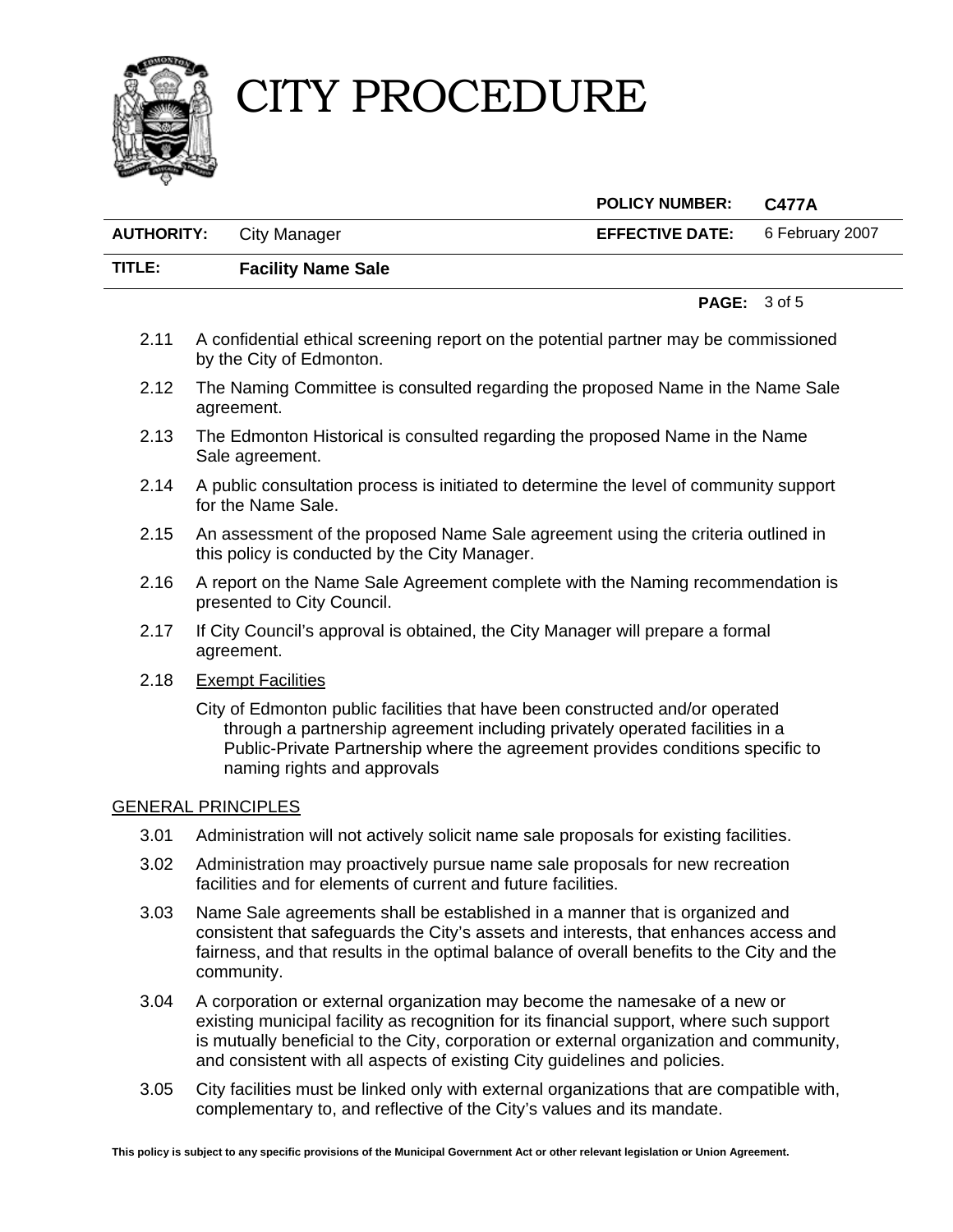2.11 A confidential ethical screening report on the potential partner may be commissioned by the City of Edmonton.

2.12 The Naming Committee is consulted regarding the proposed Name in the Name Sale agreement.

2.13 The Edmonton Historical is consulted regarding the proposed Name in the Name Sale agreement.

2.14 A public consultation process is initiated to determine the level of community support for the Name Sale.

2.15 An assessment of the proposed Name Sale agreement using the criteria outlined in this policy is conducted by the City Manager.

2.16 A report on the Name Sale Agreement complete with the Naming recommendation is presented to City Council.

2.17 If City Council's approval is obtained, the City Manager will prepare a formal agreement.

2.18 Exempt Facilities

City of Edmonton public facilities that have been constructed and/or operated through a partnership agreement including privately operated facilities in a Public-Private Partnership where the agreement provides conditions specific to naming rights and approvals

## GENERAL PRINCIPLES

3.01 Administration will not actively solicit name sale proposals for existing facilities.

3.02 Administration may proactively pursue name sale proposals for new recreation facilities and for elements of current and future facilities.

3.03 Name Sale agreements shall be established in a manner that is organized and consistent that safeguards the City's assets and interests, that enhances access and fairness, and that results in the optimal balance of overall benefits to the City and the community.

3.04 A corporation or external organization may become the namesake of a new or existing municipal facility as recognition for its financial support, where such support is mutually beneficial to the City, corporation or external organization and community, and consistent with all aspects of existing City guidelines and policies.

3.05 City facilities must be linked only with external organizations that are compatible with, complementary to, and reflective of the City's values and its mandate.

This policy is subject to any specific provisions of the Municipal Government Act or other relevant legislation or Union Agreement.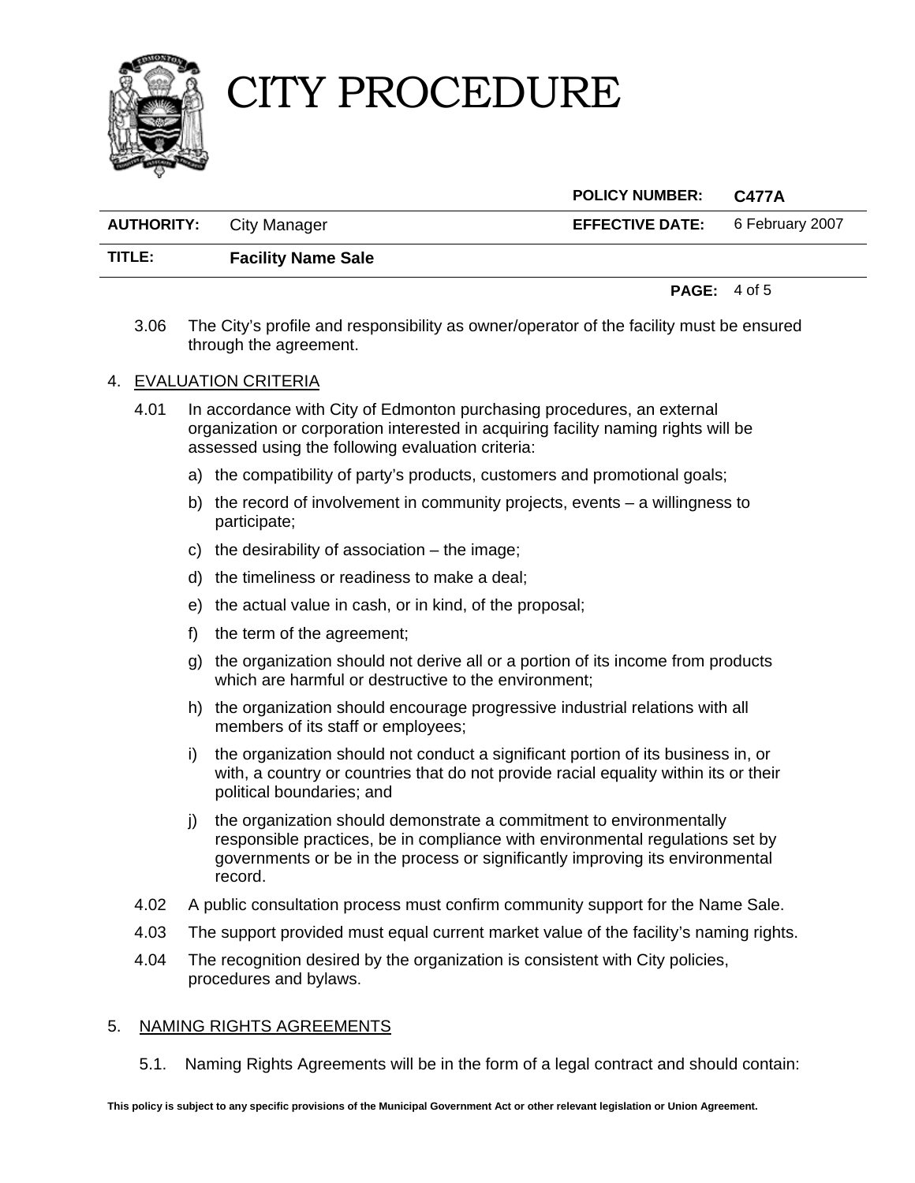3.06 The City's profile and responsibility as owner/operator of the facility must be ensured through the agreement.

4. EVALUATION CRITERIA

4.01 In accordance with City of Edmonton purchasing procedures, an external organization or corporation interested in acquiring facility naming rights will be assessed using the following evaluation criteria:

a) the compatibility of party's products, customers and promotional goals;

b) the record of involvement in community projects, events – a willingness to participate;

c) the desirability of association – the image;

d) the timeliness or readiness to make a deal;

e) the actual value in cash, or in kind, of the proposal;

f) the term of the agreement;

g) the organization should not derive all or a portion of its income from products which are harmful or destructive to the environment;

h) the organization should encourage progressive industrial relations with all members of its staff or employees;

i) the organization should not conduct a significant portion of its business in, or with, a country or countries that do not provide racial equality within its or their political boundaries; and

j) the organization should demonstrate a commitment to environmentally responsible practices, be in compliance with environmental regulations set by governments or be in the process or significantly improving its environmental record.

4.02 A public consultation process must confirm community support for the Name Sale.

4.03 The support provided must equal current market value of the facility's naming rights.

4.04 The recognition desired by the organization is consistent with City policies, procedures and bylaws.

5. NAMING RIGHTS AGREEMENTS

5.1. Naming Rights Agreements will be in the form of a legal contract and should contain: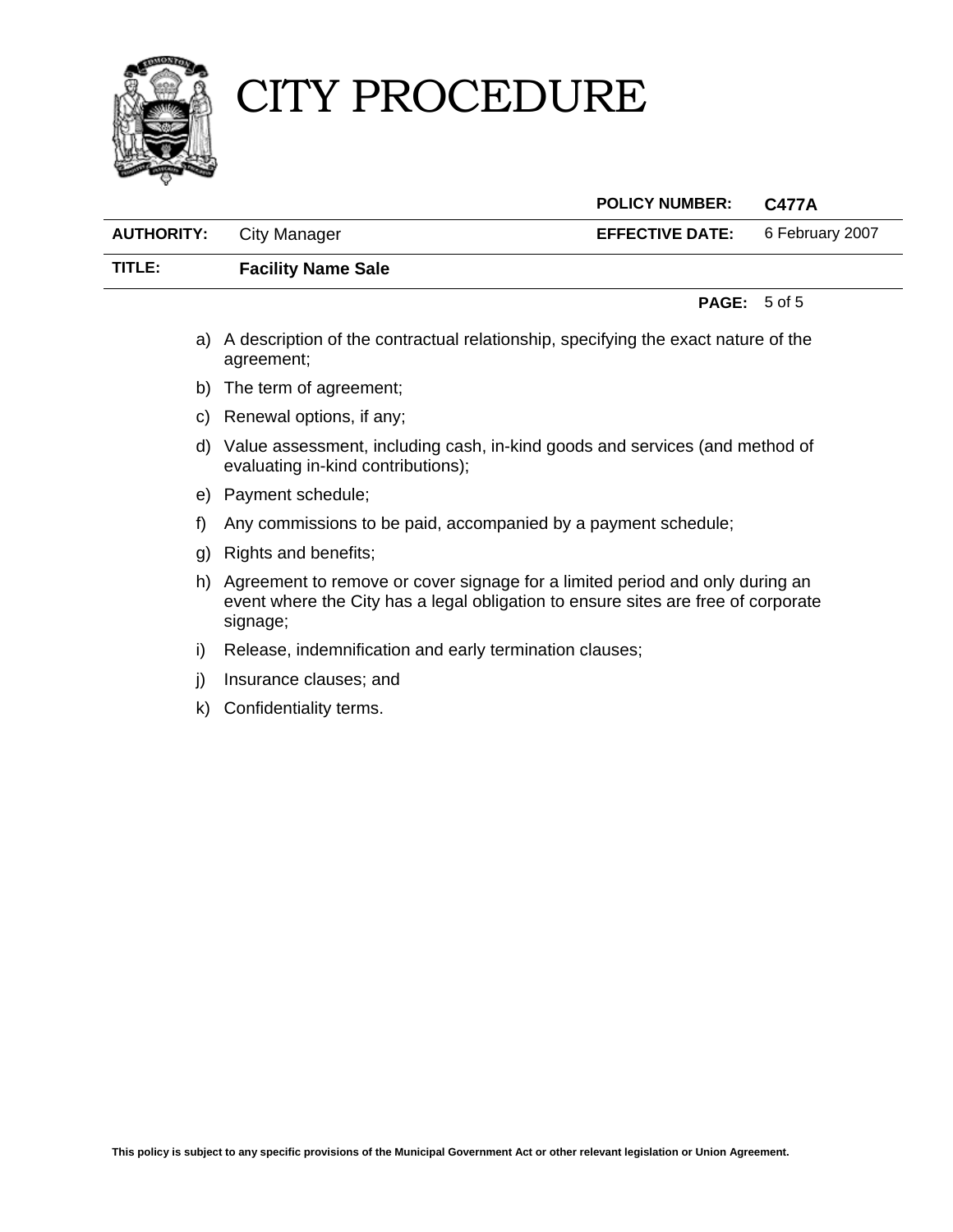a) A description of the contractual relationship, specifying the exact nature of the agreement;

b) The term of agreement;

c) Renewal options, if any;

d) Value assessment, including cash, in-kind goods and services (and method of evaluating in-kind contributions);

e) Payment schedule;

f) Any commissions to be paid, accompanied by a payment schedule;

g) Rights and benefits;

h) Agreement to remove or cover signage for a limited period and only during an event where the City has a legal obligation to ensure sites are free of corporate signage;

i) Release, indemnification and early termination clauses;

j) Insurance clauses; and

k) Confidentiality terms.